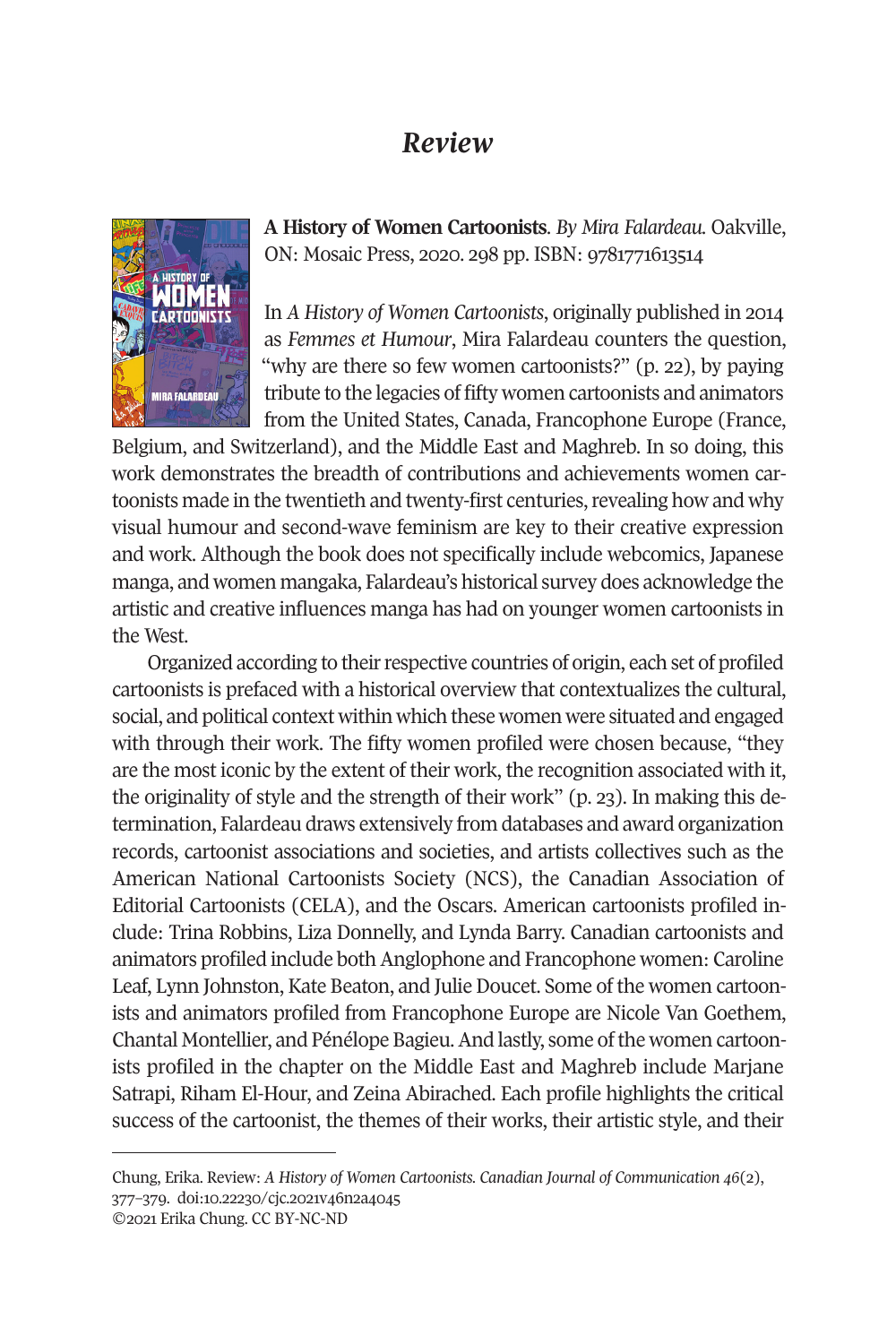# *Review*

**A History of Women Cartoonists**. *By Mira Falardeau.* Oakville, ON: Mosaic Press, 2020. 298 pp. ISBN: 9781771613514

In *A History of Women Cartoonists*, originally published in 2014 as *Femmes et Humour*, Mira Falardeau counters the question, "why are there so few women cartoonists?" (p. 22), by paying tribute to the legacies of fifty women cartoonists and animators from the United States, Canada, Francophone Europe (France, Belgium, and Switzerland), and the Middle East and Maghreb. In so doing, this work demonstrates the breadth of contributions and achievements women cartoonists made in the twentieth and twenty-first centuries, revealing how and why visual humour and second-wave feminism are key to their creative expression and work. Although the book does not specifically include webcomics, Japanese manga, and women mangaka, Falardeau's historical survey does acknowledge the artistic and creative influences manga has had on younger women cartoonists in the West.

Organized according to their respective countries of origin, each set of profiled cartoonists is prefaced with a historical overview that contextualizes the cultural, social, and political context within which these women were situated and engaged with through their work. The fifty women profiled were chosen because, "they are the most iconic by the extent of their work, the recognition associated with it, the originality of style and the strength of their work" (p. 23). In making this determination, Falardeau draws extensively from databases and award organization records, cartoonist associations and societies, and artists collectives such as the American National Cartoonists Society (NCS), the Canadian Association of Editorial Cartoonists (CELA), and the Oscars. American cartoonists profiled include: Trina Robbins, Liza Donnelly, and Lynda Barry. Canadian cartoonists and animators profiled include both Anglophone and Francophone women: Caroline Leaf, Lynn Johnston, Kate Beaton, and Julie Doucet. Some of the women cartoonists and animators profiled from Francophone Europe are Nicole Van Goethem, Chantal Montellier, and Pénélope Bagieu. And lastly, some of the women cartoonists profiled in the chapter on the Middle East and Maghreb include Marjane Satrapi, Riham El-Hour, and Zeina Abirached. Each profile highlights the critical success of the cartoonist, the themes of their works, their artistic style, and their

---

Chung, Erika. Review: *A History of Women Cartoonists. Canadian Journal of Communication 46*(2), 377–379. doi:10.22230/cjc.2021v46n2a4045
©2021 Erika Chung. CC BY-NC-ND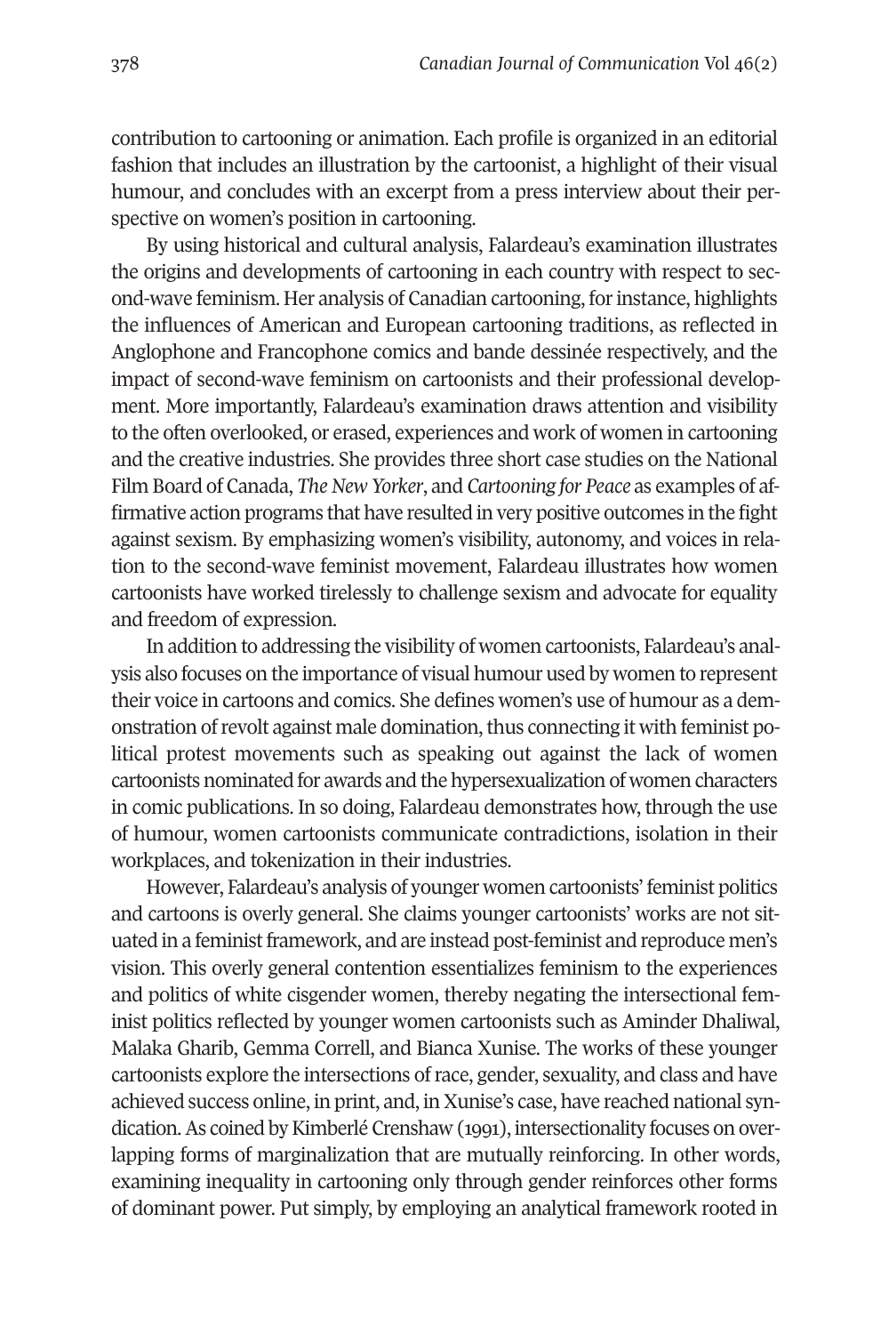contribution to cartooning or animation. Each profile is organized in an editorial fashion that includes an illustration by the cartoonist, a highlight of their visual humour, and concludes with an excerpt from a press interview about their perspective on women's position in cartooning.

By using historical and cultural analysis, Falardeau's examination illustrates the origins and developments of cartooning in each country with respect to second-wave feminism. Her analysis of Canadian cartooning, for instance, highlights the influences of American and European cartooning traditions, as reflected in Anglophone and Francophone comics and bande dessinée respectively, and the impact of second-wave feminism on cartoonists and their professional development. More importantly, Falardeau's examination draws attention and visibility to the often overlooked, or erased, experiences and work of women in cartooning and the creative industries. She provides three short case studies on the National Film Board of Canada, *The New Yorker*, and *Cartooning for Peace* as examples of affirmative action programs that have resulted in very positive outcomes in the fight against sexism. By emphasizing women's visibility, autonomy, and voices in relation to the second-wave feminist movement, Falardeau illustrates how women cartoonists have worked tirelessly to challenge sexism and advocate for equality and freedom of expression.

In addition to addressing the visibility of women cartoonists, Falardeau's analysis also focuses on the importance of visual humour used by women to represent their voice in cartoons and comics. She defines women's use of humour as a demonstration of revolt against male domination, thus connecting it with feminist political protest movements such as speaking out against the lack of women cartoonists nominated for awards and the hypersexualization of women characters in comic publications. In so doing, Falardeau demonstrates how, through the use of humour, women cartoonists communicate contradictions, isolation in their workplaces, and tokenization in their industries.

However, Falardeau's analysis of younger women cartoonists' feminist politics and cartoons is overly general. She claims younger cartoonists' works are not situated in a feminist framework, and are instead post-feminist and reproduce men's vision. This overly general contention essentializes feminism to the experiences and politics of white cisgender women, thereby negating the intersectional feminist politics reflected by younger women cartoonists such as Aminder Dhaliwal, Malaka Gharib, Gemma Correll, and Bianca Xunise. The works of these younger cartoonists explore the intersections of race, gender, sexuality, and class and have achieved success online, in print, and, in Xunise's case, have reached national syndication. As coined by Kimberlé Crenshaw (1991), intersectionality focuses on overlapping forms of marginalization that are mutually reinforcing. In other words, examining inequality in cartooning only through gender reinforces other forms of dominant power. Put simply, by employing an analytical framework rooted in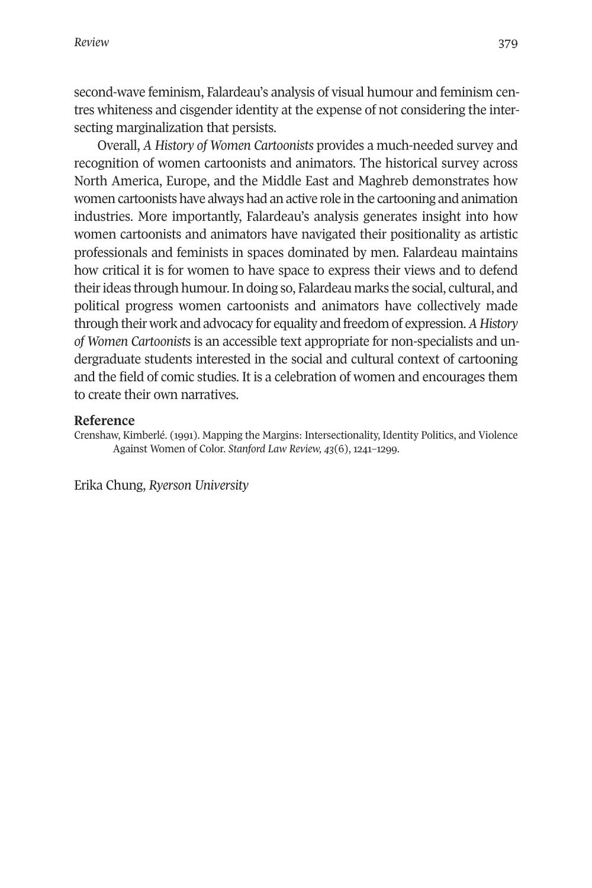second-wave feminism, Falardeau's analysis of visual humour and feminism centres whiteness and cisgender identity at the expense of not considering the intersecting marginalization that persists.

Overall, *A History of Women Cartoonists* provides a much-needed survey and recognition of women cartoonists and animators. The historical survey across North America, Europe, and the Middle East and Maghreb demonstrates how women cartoonists have always had an active role in the cartooning and animation industries. More importantly, Falardeau's analysis generates insight into how women cartoonists and animators have navigated their positionality as artistic professionals and feminists in spaces dominated by men. Falardeau maintains how critical it is for women to have space to express their views and to defend their ideas through humour. In doing so, Falardeau marks the social, cultural, and political progress women cartoonists and animators have collectively made through their work and advocacy for equality and freedom of expression. *A History of Women Cartoonists* is an accessible text appropriate for non-specialists and undergraduate students interested in the social and cultural context of cartooning and the field of comic studies. It is a celebration of women and encourages them to create their own narratives.

**Reference**

Crenshaw, Kimberlé. (1991). Mapping the Margins: Intersectionality, Identity Politics, and Violence Against Women of Color. *Stanford Law Review, 43*(6), 1241–1299.

Erika Chung, *Ryerson University*